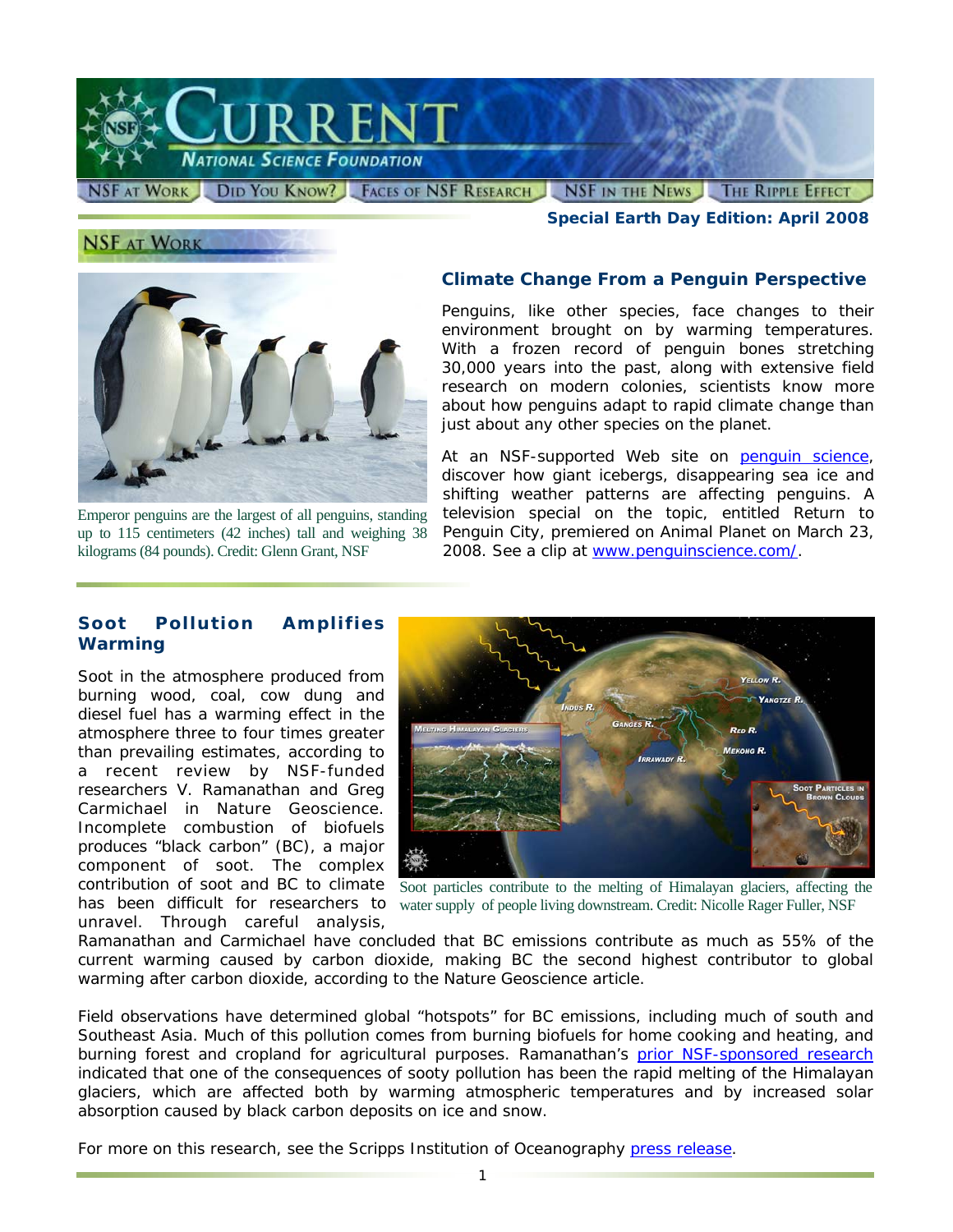# CURRENT

NATIONAL SCIENCE FOUNDATION

NSF AT WORK | DID YOU KNOW? | FACES OF NSF RESEARCH | NSF IN THE NEWS | THE RIPPLE EFFECT

**Special Earth Day Edition: April 2008**

## NSF AT WORK

### Climate Change From a Penguin Perspective

Penguins, like other species, face changes to their environment brought on by warming temperatures. With a frozen record of penguin bones stretching 30,000 years into the past, along with extensive field research on modern colonies, scientists know more about how penguins adapt to rapid climate change than just about any other species on the planet.

At an NSF-supported Web site on penguin science, discover how giant icebergs, disappearing sea ice and shifting weather patterns are affecting penguins. A television special on the topic, entitled Return to Penguin City, premiered on Animal Planet on March 23, 2008. See a clip at www.penguinscience.com/.

Emperor penguins are the largest of all penguins, standing up to 115 centimeters (42 inches) tall and weighing 38 kilograms (84 pounds). Credit: Glenn Grant, NSF

### Soot Pollution Amplifies Warming

Soot in the atmosphere produced from burning wood, coal, cow dung and diesel fuel has a warming effect in the atmosphere three to four times greater than prevailing estimates, according to a recent review by NSF-funded researchers V. Ramanathan and Greg Carmichael in Nature Geoscience. Incomplete combustion of biofuels produces "black carbon" (BC), a major component of soot. The complex contribution of soot and BC to climate has been difficult for researchers to unravel. Through careful analysis, Ramanathan and Carmichael have concluded that BC emissions contribute as much as 55% of the current warming caused by carbon dioxide, making BC the second highest contributor to global warming after carbon dioxide, according to the Nature Geoscience article.

Soot particles contribute to the melting of Himalayan glaciers, affecting the water supply of people living downstream. Credit: Nicolle Rager Fuller, NSF

Field observations have determined global "hotspots" for BC emissions, including much of south and Southeast Asia. Much of this pollution comes from burning biofuels for home cooking and heating, and burning forest and cropland for agricultural purposes. Ramanathan's prior NSF-sponsored research indicated that one of the consequences of sooty pollution has been the rapid melting of the Himalayan glaciers, which are affected both by warming atmospheric temperatures and by increased solar absorption caused by black carbon deposits on ice and snow.

For more on this research, see the Scripps Institution of Oceanography press release.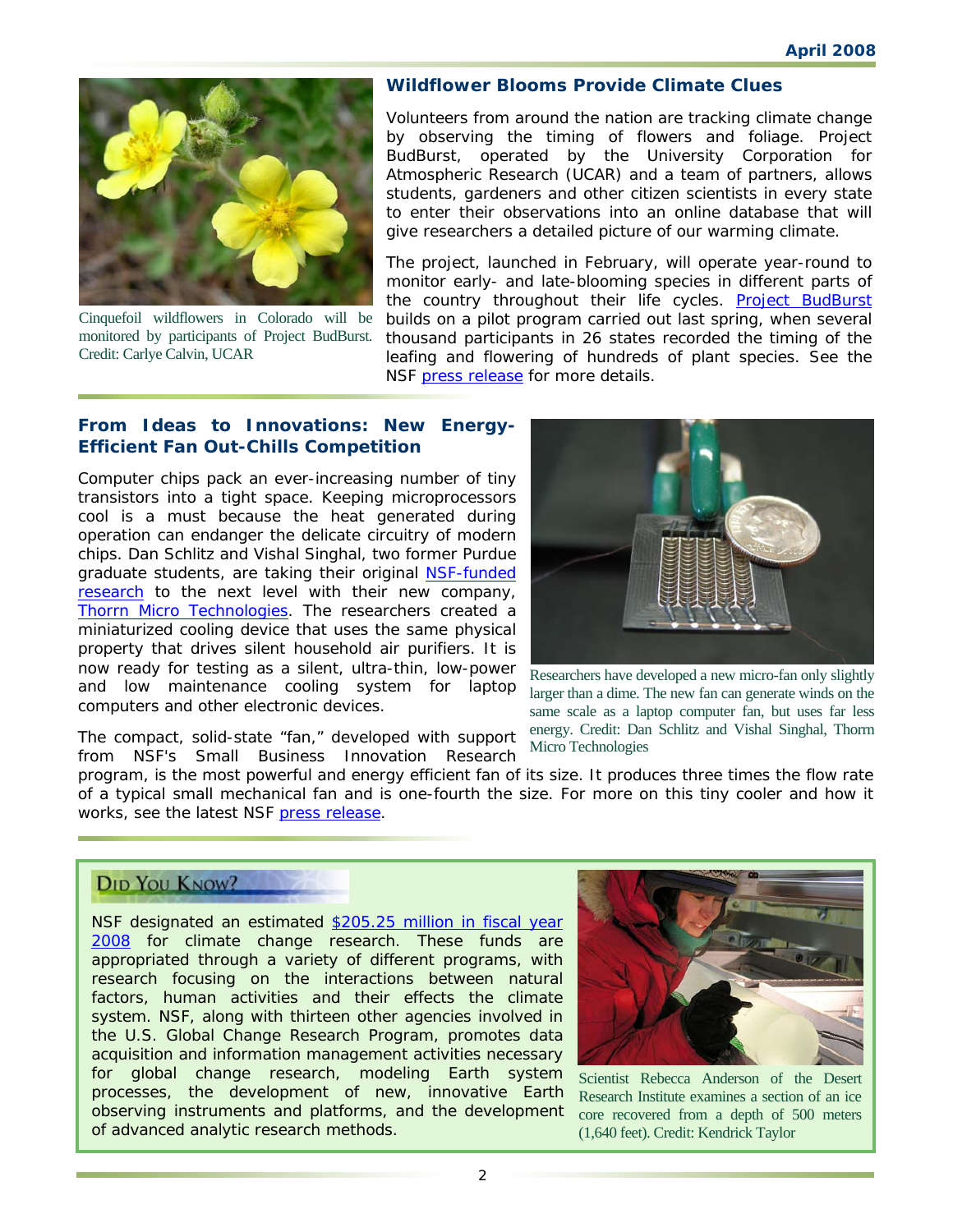## Wildflower Blooms Provide Climate Clues

Cinquefoil wildflowers in Colorado will be monitored by participants of Project BudBurst. Credit: Carlye Calvin, UCAR

Volunteers from around the nation are tracking climate change by observing the timing of flowers and foliage. Project BudBurst, operated by the University Corporation for Atmospheric Research (UCAR) and a team of partners, allows students, gardeners and other citizen scientists in every state to enter their observations into an online database that will give researchers a detailed picture of our warming climate.

The project, launched in February, will operate year-round to monitor early- and late-blooming species in different parts of the country throughout their life cycles. Project BudBurst builds on a pilot program carried out last spring, when several thousand participants in 26 states recorded the timing of the leafing and flowering of hundreds of plant species. See the NSF press release for more details.

## From Ideas to Innovations: New Energy-Efficient Fan Out-Chills Competition

Computer chips pack an ever-increasing number of tiny transistors into a tight space. Keeping microprocessors cool is a must because the heat generated during operation can endanger the delicate circuitry of modern chips. Dan Schlitz and Vishal Singhal, two former Purdue graduate students, are taking their original NSF-funded research to the next level with their new company, Thorrn Micro Technologies. The researchers created a miniaturized cooling device that uses the same physical property that drives silent household air purifiers. It is now ready for testing as a silent, ultra-thin, low-power and low maintenance cooling system for laptop computers and other electronic devices.

Researchers have developed a new micro-fan only slightly larger than a dime. The new fan can generate winds on the same scale as a laptop computer fan, but uses far less energy. Credit: Dan Schlitz and Vishal Singhal, Thorrn Micro Technologies

The compact, solid-state "fan," developed with support from NSF's Small Business Innovation Research program, is the most powerful and energy efficient fan of its size. It produces three times the flow rate of a typical small mechanical fan and is one-fourth the size. For more on this tiny cooler and how it works, see the latest NSF press release.

## Did You Know?

NSF designated an estimated $205.25 million in fiscal year 2008 for climate change research. These funds are appropriated through a variety of different programs, with research focusing on the interactions between natural factors, human activities and their effects the climate system. NSF, along with thirteen other agencies involved in the U.S. Global Change Research Program, promotes data acquisition and information management activities necessary for global change research, modeling Earth system processes, the development of new, innovative Earth observing instruments and platforms, and the development of advanced analytic research methods.

Scientist Rebecca Anderson of the Desert Research Institute examines a section of an ice core recovered from a depth of 500 meters (1,640 feet). Credit: Kendrick Taylor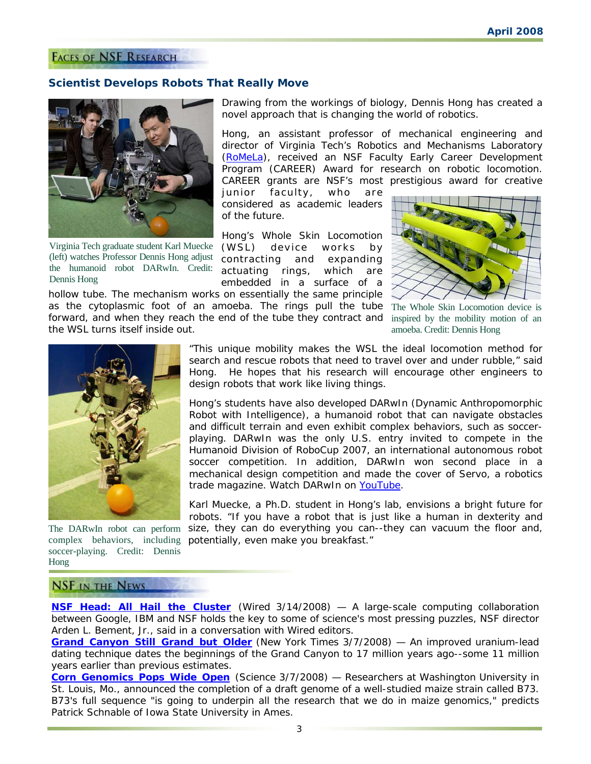## Faces of NSF Research

### Scientist Develops Robots That Really Move

Drawing from the workings of biology, Dennis Hong has created a novel approach that is changing the world of robotics.

Hong, an assistant professor of mechanical engineering and director of Virginia Tech's Robotics and Mechanisms Laboratory (RoMeLa), received an NSF Faculty Early Career Development Program (CAREER) Award for research on robotic locomotion. CAREER grants are NSF's most prestigious award for creative junior faculty, who are considered as academic leaders of the future.

Virginia Tech graduate student Karl Muecke (left) watches Professor Dennis Hong adjust the humanoid robot DARwIn. Credit: Dennis Hong

Hong's Whole Skin Locomotion (WSL) device works by contracting and expanding actuating rings, which are embedded in a surface of a hollow tube. The mechanism works on essentially the same principle as the cytoplasmic foot of an amoeba. The rings pull the tube forward, and when they reach the end of the tube they contract and the WSL turns itself inside out.

The Whole Skin Locomotion device is inspired by the mobility motion of an amoeba. Credit: Dennis Hong

"This unique mobility makes the WSL the ideal locomotion method for search and rescue robots that need to travel over and under rubble," said Hong. He hopes that his research will encourage other engineers to design robots that work like living things.

Hong's students have also developed DARwIn (Dynamic Anthropomorphic Robot with Intelligence), a humanoid robot that can navigate obstacles and difficult terrain and even exhibit complex behaviors, such as soccer-playing. DARwIn was the only U.S. entry invited to compete in the Humanoid Division of RoboCup 2007, an international autonomous robot soccer competition. In addition, DARwIn won second place in a mechanical design competition and made the cover of Servo, a robotics trade magazine. Watch DARwIn on YouTube.

Karl Muecke, a Ph.D. student in Hong's lab, envisions a bright future for robots. "If you have a robot that is just like a human in dexterity and size, they can do everything you can--they can vacuum the floor and, potentially, even make you breakfast."

The DARwIn robot can perform complex behaviors, including soccer-playing. Credit: Dennis Hong

## NSF in the News

**NSF Head: All Hail the Cluster** (Wired 3/14/2008) — A large-scale computing collaboration between Google, IBM and NSF holds the key to some of science's most pressing puzzles, NSF director Arden L. Bement, Jr., said in a conversation with Wired editors.

**Grand Canyon Still Grand but Older** (New York Times 3/7/2008) — An improved uranium-lead dating technique dates the beginnings of the Grand Canyon to 17 million years ago--some 11 million years earlier than previous estimates.

**Corn Genomics Pops Wide Open** (Science 3/7/2008) — Researchers at Washington University in St. Louis, Mo., announced the completion of a draft genome of a well-studied maize strain called B73. B73's full sequence "is going to underpin all the research that we do in maize genomics," predicts Patrick Schnable of Iowa State University in Ames.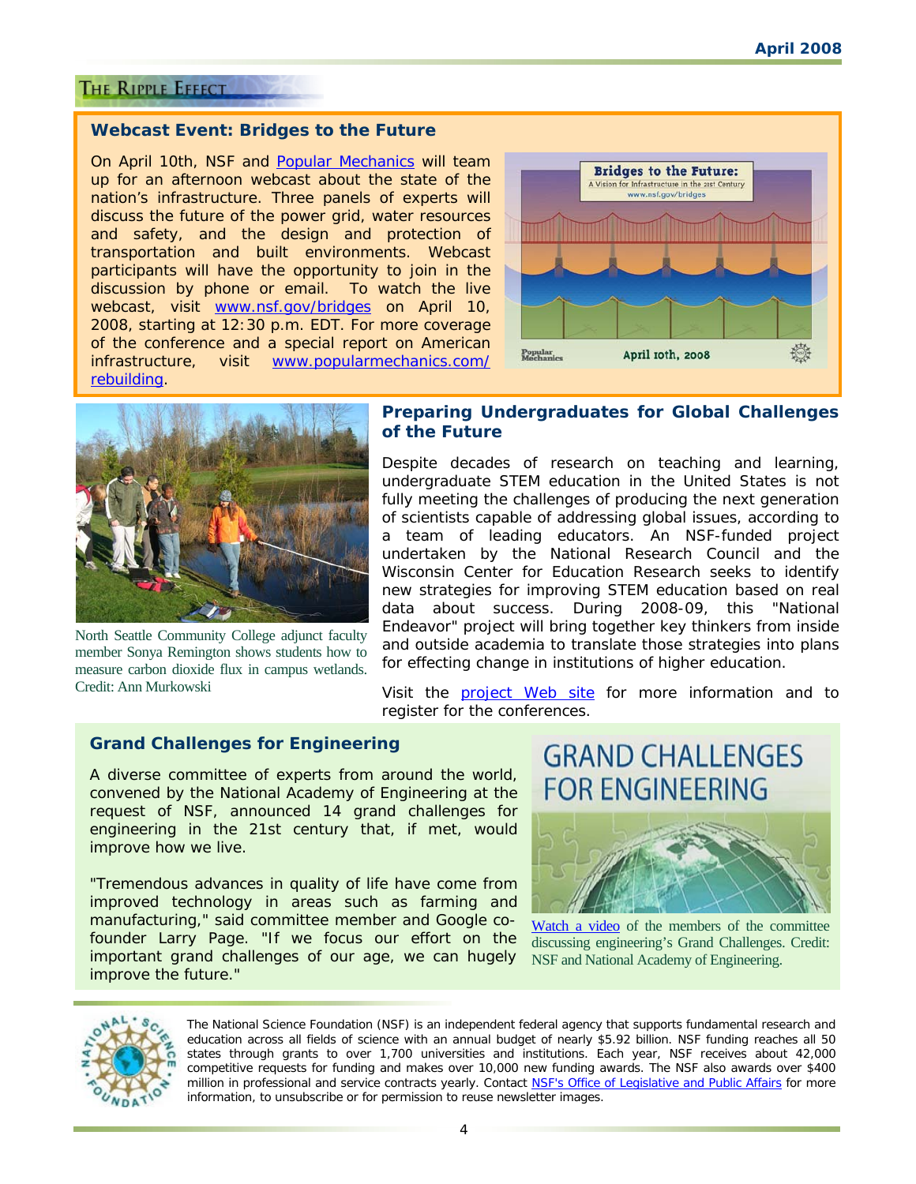## The Ripple Effect

### Webcast Event: Bridges to the Future

On April 10th, NSF and Popular Mechanics will team up for an afternoon webcast about the state of the nation's infrastructure. Three panels of experts will discuss the future of the power grid, water resources and safety, and the design and protection of transportation and built environments. Webcast participants will have the opportunity to join in the discussion by phone or email. To watch the live webcast, visit www.nsf.gov/bridges on April 10, 2008, starting at 12:30 p.m. EDT. For more coverage of the conference and a special report on American infrastructure, visit www.popularmechanics.com/rebuilding.

### Preparing Undergraduates for Global Challenges of the Future

North Seattle Community College adjunct faculty member Sonya Remington shows students how to measure carbon dioxide flux in campus wetlands. Credit: Ann Murkowski

Despite decades of research on teaching and learning, undergraduate STEM education in the United States is not fully meeting the challenges of producing the next generation of scientists capable of addressing global issues, according to a team of leading educators. An NSF-funded project undertaken by the National Research Council and the Wisconsin Center for Education Research seeks to identify new strategies for improving STEM education based on real data about success. During 2008-09, this "National Endeavor" project will bring together key thinkers from inside and outside academia to translate those strategies into plans for effecting change in institutions of higher education.

Visit the project Web site for more information and to register for the conferences.

### Grand Challenges for Engineering

A diverse committee of experts from around the world, convened by the National Academy of Engineering at the request of NSF, announced 14 grand challenges for engineering in the 21st century that, if met, would improve how we live.

"Tremendous advances in quality of life have come from improved technology in areas such as farming and manufacturing," said committee member and Google co-founder Larry Page. "If we focus our effort on the important grand challenges of our age, we can hugely improve the future."

Watch a video of the members of the committee discussing engineering's Grand Challenges. Credit: NSF and National Academy of Engineering.

The National Science Foundation (NSF) is an independent federal agency that supports fundamental research and education across all fields of science with an annual budget of nearly $5.92 billion. NSF funding reaches all 50 states through grants to over 1,700 universities and institutions. Each year, NSF receives about 42,000 competitive requests for funding and makes over 10,000 new funding awards. The NSF also awards over $400 million in professional and service contracts yearly. Contact NSF's Office of Legislative and Public Affairs for more information, to unsubscribe or for permission to reuse newsletter images.